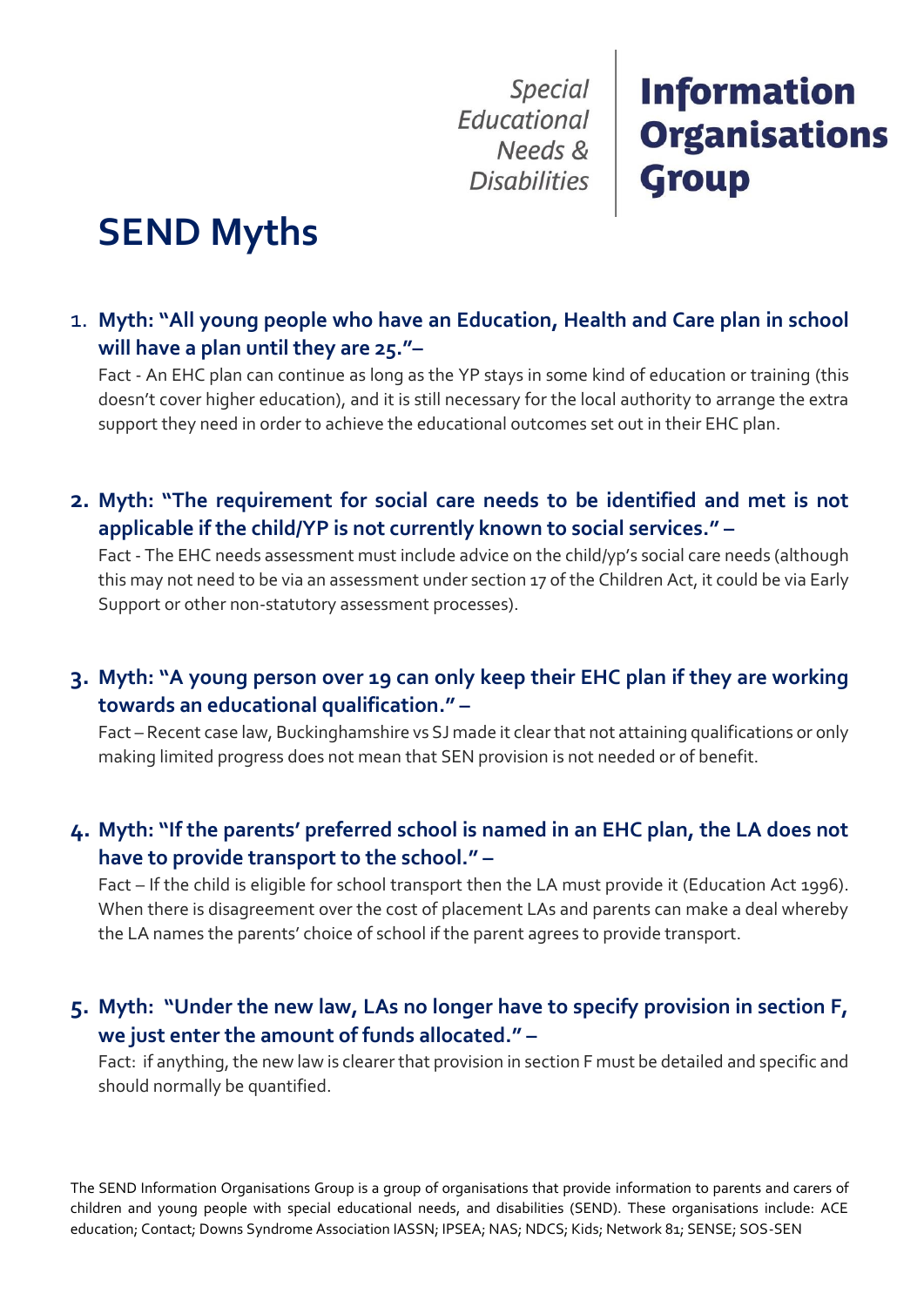Special Educational Needs & Disabilities | **Information Organisations Group**

# SEND Myths

1. **Myth: "All young people who have an Education, Health and Care plan in school will have a plan until they are 25."–**

   Fact - An EHC plan can continue as long as the YP stays in some kind of education or training (this doesn't cover higher education), and it is still necessary for the local authority to arrange the extra support they need in order to achieve the educational outcomes set out in their EHC plan.

2. **Myth: "The requirement for social care needs to be identified and met is not applicable if the child/YP is not currently known to social services." –**

   Fact - The EHC needs assessment must include advice on the child/yp's social care needs (although this may not need to be via an assessment under section 17 of the Children Act, it could be via Early Support or other non-statutory assessment processes).

3. **Myth: "A young person over 19 can only keep their EHC plan if they are working towards an educational qualification." –**

   Fact – Recent case law, Buckinghamshire vs SJ made it clear that not attaining qualifications or only making limited progress does not mean that SEN provision is not needed or of benefit.

4. **Myth: "If the parents' preferred school is named in an EHC plan, the LA does not have to provide transport to the school." –**

   Fact – If the child is eligible for school transport then the LA must provide it (Education Act 1996). When there is disagreement over the cost of placement LAs and parents can make a deal whereby the LA names the parents' choice of school if the parent agrees to provide transport.

5. **Myth: "Under the new law, LAs no longer have to specify provision in section F, we just enter the amount of funds allocated." –**

   Fact: if anything, the new law is clearer that provision in section F must be detailed and specific and should normally be quantified.

The SEND Information Organisations Group is a group of organisations that provide information to parents and carers of children and young people with special educational needs, and disabilities (SEND). These organisations include: ACE education; Contact; Downs Syndrome Association IASSN; IPSEA; NAS; NDCS; Kids; Network 81; SENSE; SOS-SEN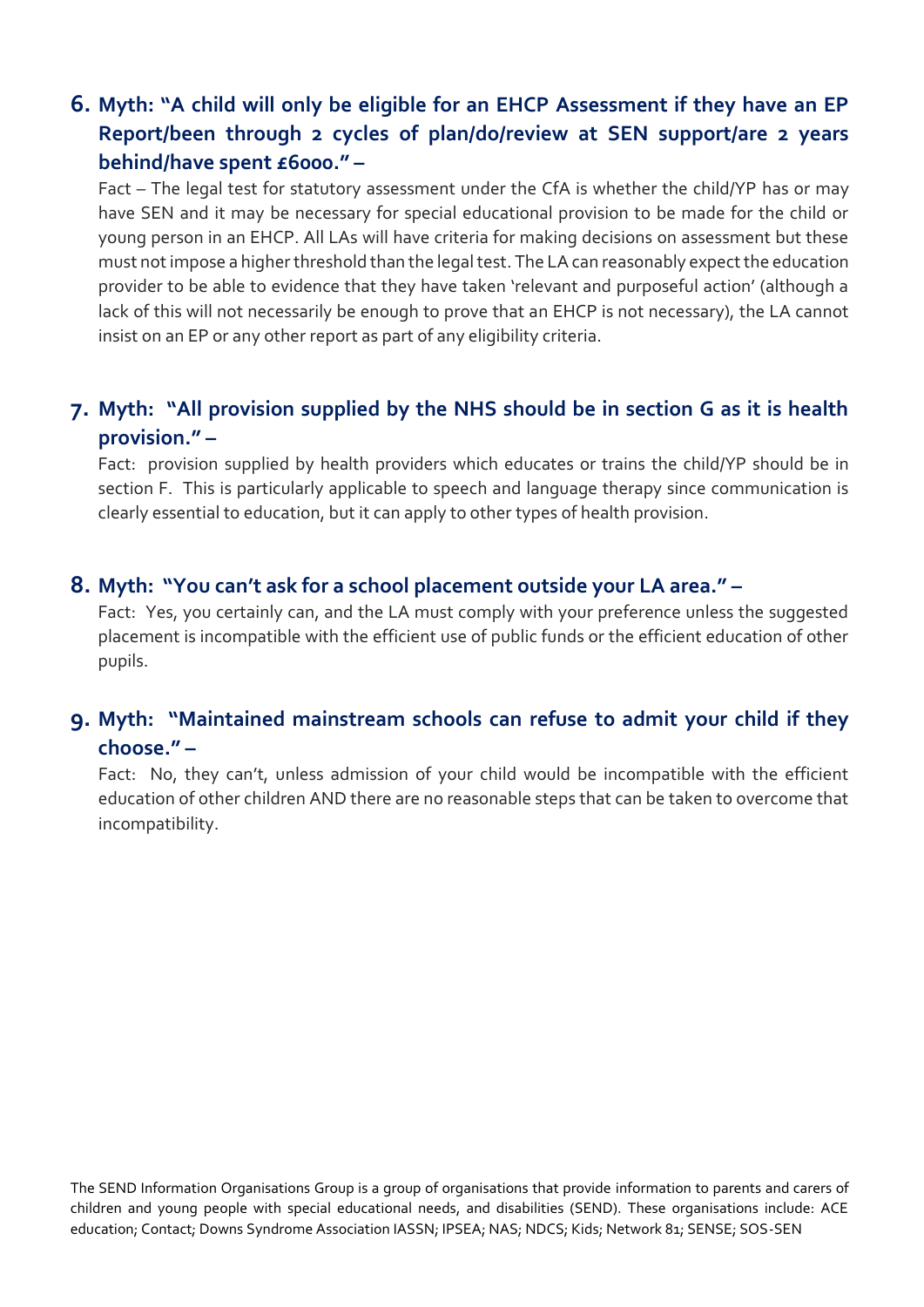6. **Myth: "A child will only be eligible for an EHCP Assessment if they have an EP Report/been through 2 cycles of plan/do/review at SEN support/are 2 years behind/have spent £6000." –**

   Fact – The legal test for statutory assessment under the CfA is whether the child/YP has or may have SEN and it may be necessary for special educational provision to be made for the child or young person in an EHCP. All LAs will have criteria for making decisions on assessment but these must not impose a higher threshold than the legal test. The LA can reasonably expect the education provider to be able to evidence that they have taken 'relevant and purposeful action' (although a lack of this will not necessarily be enough to prove that an EHCP is not necessary), the LA cannot insist on an EP or any other report as part of any eligibility criteria.

7. **Myth: "All provision supplied by the NHS should be in section G as it is health provision." –**

   Fact: provision supplied by health providers which educates or trains the child/YP should be in section F. This is particularly applicable to speech and language therapy since communication is clearly essential to education, but it can apply to other types of health provision.

8. **Myth: "You can't ask for a school placement outside your LA area." –**

   Fact: Yes, you certainly can, and the LA must comply with your preference unless the suggested placement is incompatible with the efficient use of public funds or the efficient education of other pupils.

9. **Myth: "Maintained mainstream schools can refuse to admit your child if they choose." –**

   Fact: No, they can't, unless admission of your child would be incompatible with the efficient education of other children AND there are no reasonable steps that can be taken to overcome that incompatibility.

The SEND Information Organisations Group is a group of organisations that provide information to parents and carers of children and young people with special educational needs, and disabilities (SEND). These organisations include: ACE education; Contact; Downs Syndrome Association IASSN; IPSEA; NAS; NDCS; Kids; Network 81; SENSE; SOS-SEN